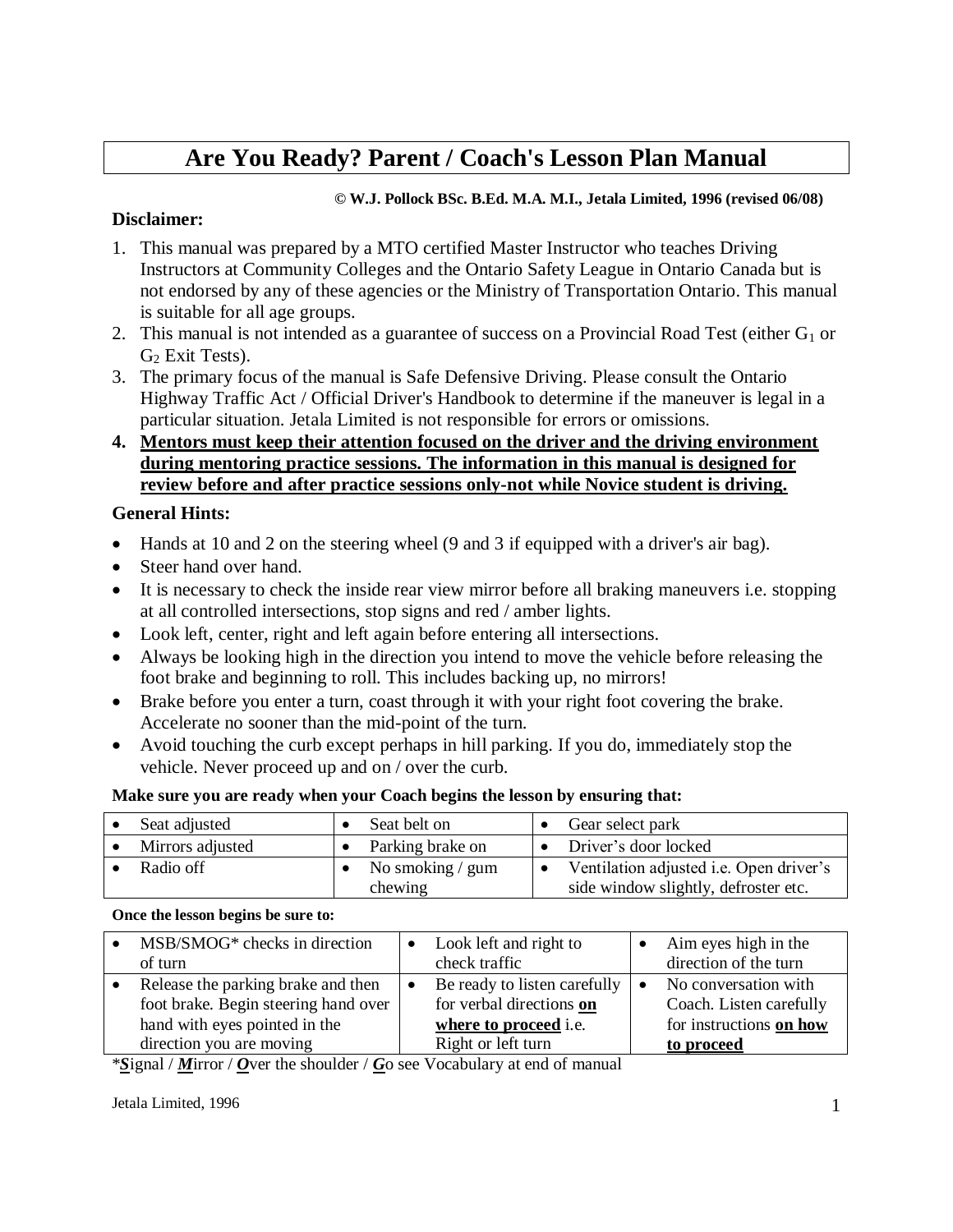# Are You Ready? Parent / Coach's Lesson Plan Manual

**© W.J. Pollock BSc. B.Ed. M.A. M.I., Jetala Limited, 1996 (revised 06/08)**

### Disclaimer:

1. This manual was prepared by a MTO certified Master Instructor who teaches Driving Instructors at Community Colleges and the Ontario Safety League in Ontario Canada but is not endorsed by any of these agencies or the Ministry of Transportation Ontario. This manual is suitable for all age groups.
2. This manual is not intended as a guarantee of success on a Provincial Road Test (either $G_1$ or $G_2$ Exit Tests).
3. The primary focus of the manual is Safe Defensive Driving. Please consult the Ontario Highway Traffic Act / Official Driver's Handbook to determine if the maneuver is legal in a particular situation. Jetala Limited is not responsible for errors or omissions.
4. **<u>Mentors must keep their attention focused on the driver and the driving environment during mentoring practice sessions. The information in this manual is designed for review before and after practice sessions only-not while Novice student is driving.</u>**

### General Hints:

- Hands at 10 and 2 on the steering wheel (9 and 3 if equipped with a driver's air bag).
- Steer hand over hand.
- It is necessary to check the inside rear view mirror before all braking maneuvers i.e. stopping at all controlled intersections, stop signs and red / amber lights.
- Look left, center, right and left again before entering all intersections.
- Always be looking high in the direction you intend to move the vehicle before releasing the foot brake and beginning to roll. This includes backing up, no mirrors!
- Brake before you enter a turn, coast through it with your right foot covering the brake. Accelerate no sooner than the mid-point of the turn.
- Avoid touching the curb except perhaps in hill parking. If you do, immediately stop the vehicle. Never proceed up and on / over the curb.

**Make sure you are ready when your Coach begins the lesson by ensuring that:**

| | | |
|---|---|---|
| • Seat adjusted | • Seat belt on | • Gear select park |
| • Mirrors adjusted | • Parking brake on | • Driver's door locked |
| • Radio off | • No smoking / gum chewing | • Ventilation adjusted i.e. Open driver's side window slightly, defroster etc. |

**Once the lesson begins be sure to:**

| | | |
|---|---|---|
| • MSB/SMOG* checks in direction of turn | • Look left and right to check traffic | • Aim eyes high in the direction of the turn |
| • Release the parking brake and then foot brake. Begin steering hand over hand with eyes pointed in the direction you are moving | • Be ready to listen carefully for verbal directions **<u>on where to proceed</u>** i.e. Right or left turn | • No conversation with Coach. Listen carefully for instructions **<u>on how to proceed</u>** |

*<u>***S***</u>ignal / <u>***M***</u>irror / <u>***O***</u>ver the shoulder / <u>***G***</u>o see Vocabulary at end of manual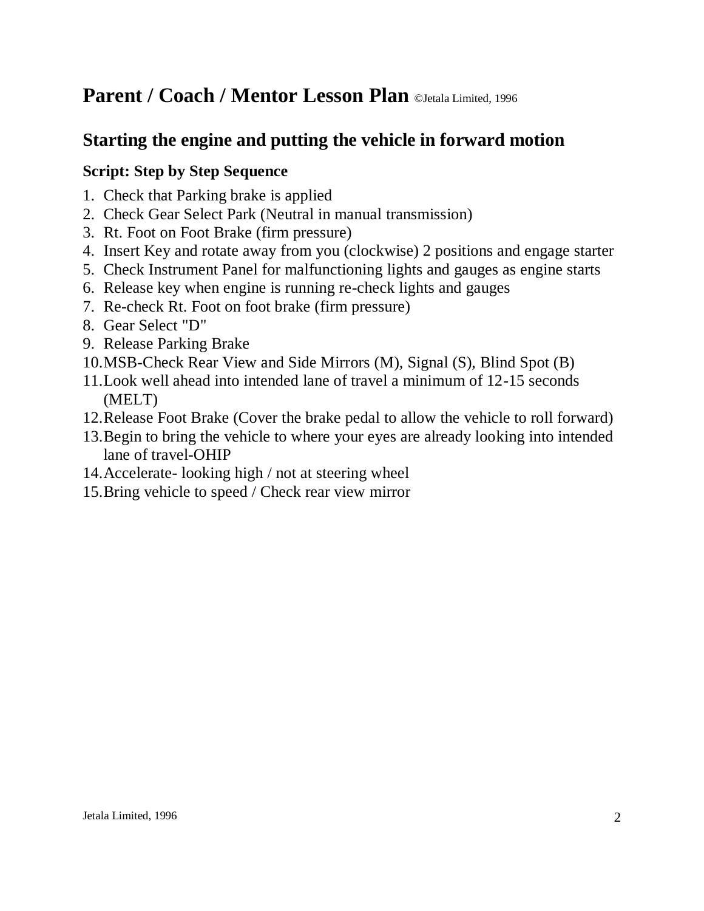# Parent / Coach / Mentor Lesson Plan ©Jetala Limited, 1996

## Starting the engine and putting the vehicle in forward motion

### Script: Step by Step Sequence

1. Check that Parking brake is applied
2. Check Gear Select Park (Neutral in manual transmission)
3. Rt. Foot on Foot Brake (firm pressure)
4. Insert Key and rotate away from you (clockwise) 2 positions and engage starter
5. Check Instrument Panel for malfunctioning lights and gauges as engine starts
6. Release key when engine is running re-check lights and gauges
7. Re-check Rt. Foot on foot brake (firm pressure)
8. Gear Select "D"
9. Release Parking Brake
10. MSB-Check Rear View and Side Mirrors (M), Signal (S), Blind Spot (B)
11. Look well ahead into intended lane of travel a minimum of 12-15 seconds (MELT)
12. Release Foot Brake (Cover the brake pedal to allow the vehicle to roll forward)
13. Begin to bring the vehicle to where your eyes are already looking into intended lane of travel-OHIP
14. Accelerate- looking high / not at steering wheel
15. Bring vehicle to speed / Check rear view mirror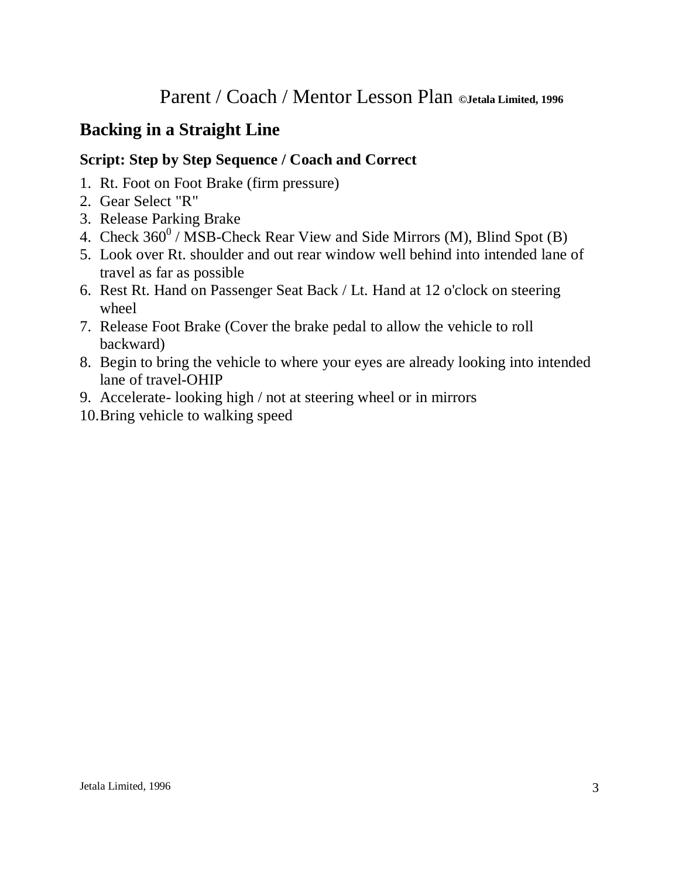# Parent / Coach / Mentor Lesson Plan ©Jetala Limited, 1996

## Backing in a Straight Line

### Script: Step by Step Sequence / Coach and Correct

1. Rt. Foot on Foot Brake (firm pressure)
2. Gear Select "R"
3. Release Parking Brake
4. Check $360^0$ / MSB-Check Rear View and Side Mirrors (M), Blind Spot (B)
5. Look over Rt. shoulder and out rear window well behind into intended lane of travel as far as possible
6. Rest Rt. Hand on Passenger Seat Back / Lt. Hand at 12 o'clock on steering wheel
7. Release Foot Brake (Cover the brake pedal to allow the vehicle to roll backward)
8. Begin to bring the vehicle to where your eyes are already looking into intended lane of travel-OHIP
9. Accelerate- looking high / not at steering wheel or in mirrors
10. Bring vehicle to walking speed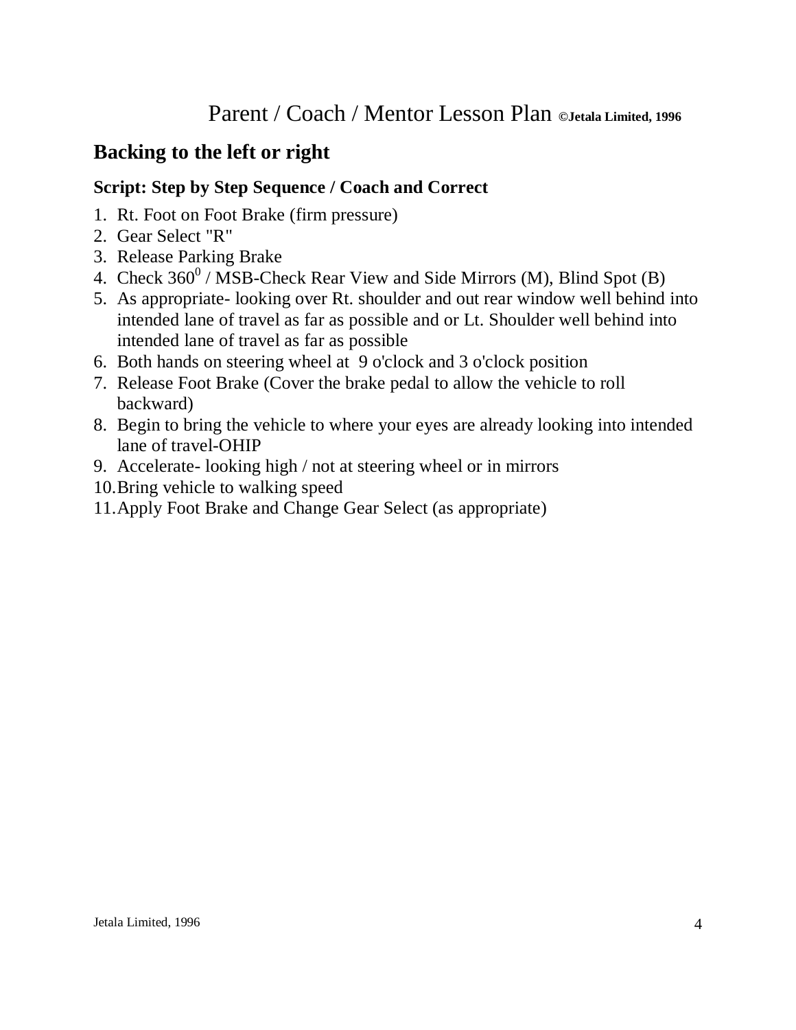# Parent / Coach / Mentor Lesson Plan **©Jetala Limited, 1996**

## Backing to the left or right

### Script: Step by Step Sequence / Coach and Correct

1. Rt. Foot on Foot Brake (firm pressure)
2. Gear Select "R"
3. Release Parking Brake
4. Check $360^0$ / MSB-Check Rear View and Side Mirrors (M), Blind Spot (B)
5. As appropriate- looking over Rt. shoulder and out rear window well behind into intended lane of travel as far as possible and or Lt. Shoulder well behind into intended lane of travel as far as possible
6. Both hands on steering wheel at 9 o'clock and 3 o'clock position
7. Release Foot Brake (Cover the brake pedal to allow the vehicle to roll backward)
8. Begin to bring the vehicle to where your eyes are already looking into intended lane of travel-OHIP
9. Accelerate- looking high / not at steering wheel or in mirrors
10. Bring vehicle to walking speed
11. Apply Foot Brake and Change Gear Select (as appropriate)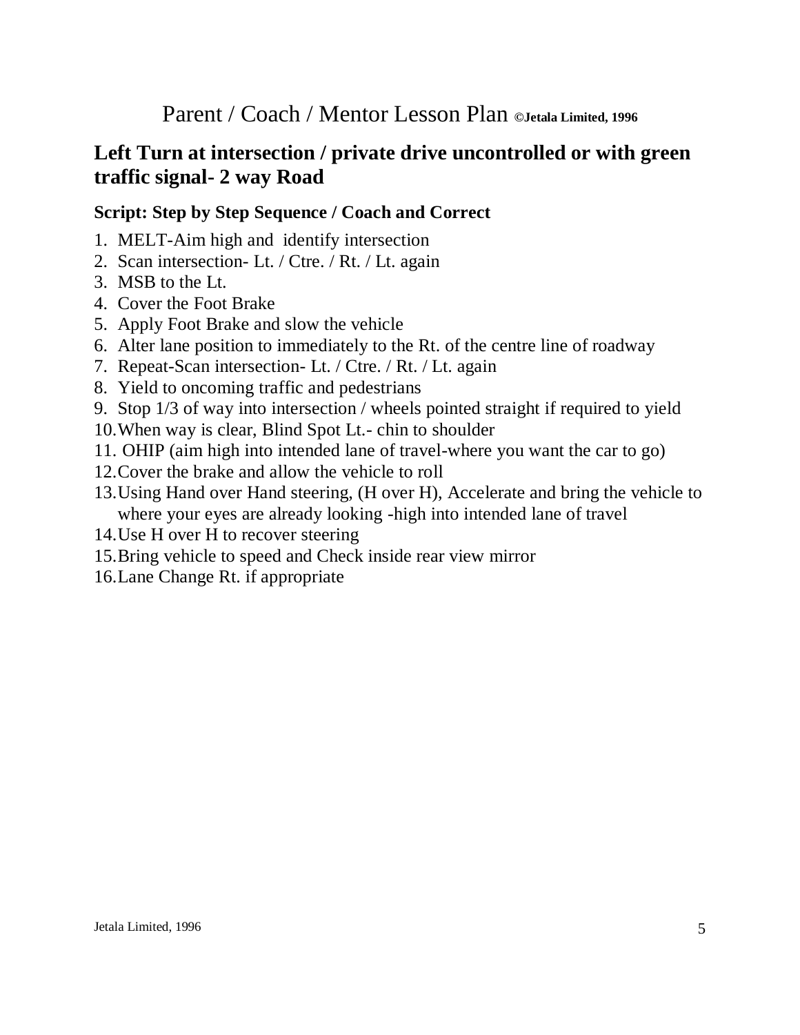Parent / Coach / Mentor Lesson Plan **©Jetala Limited, 1996**

## Left Turn at intersection / private drive uncontrolled or with green traffic signal- 2 way Road

### Script: Step by Step Sequence / Coach and Correct

1. MELT-Aim high and identify intersection
2. Scan intersection- Lt. / Ctre. / Rt. / Lt. again
3. MSB to the Lt.
4. Cover the Foot Brake
5. Apply Foot Brake and slow the vehicle
6. Alter lane position to immediately to the Rt. of the centre line of roadway
7. Repeat-Scan intersection- Lt. / Ctre. / Rt. / Lt. again
8. Yield to oncoming traffic and pedestrians
9. Stop 1/3 of way into intersection / wheels pointed straight if required to yield
10. When way is clear, Blind Spot Lt.- chin to shoulder
11. OHIP (aim high into intended lane of travel-where you want the car to go)
12. Cover the brake and allow the vehicle to roll
13. Using Hand over Hand steering, (H over H), Accelerate and bring the vehicle to where your eyes are already looking -high into intended lane of travel
14. Use H over H to recover steering
15. Bring vehicle to speed and Check inside rear view mirror
16. Lane Change Rt. if appropriate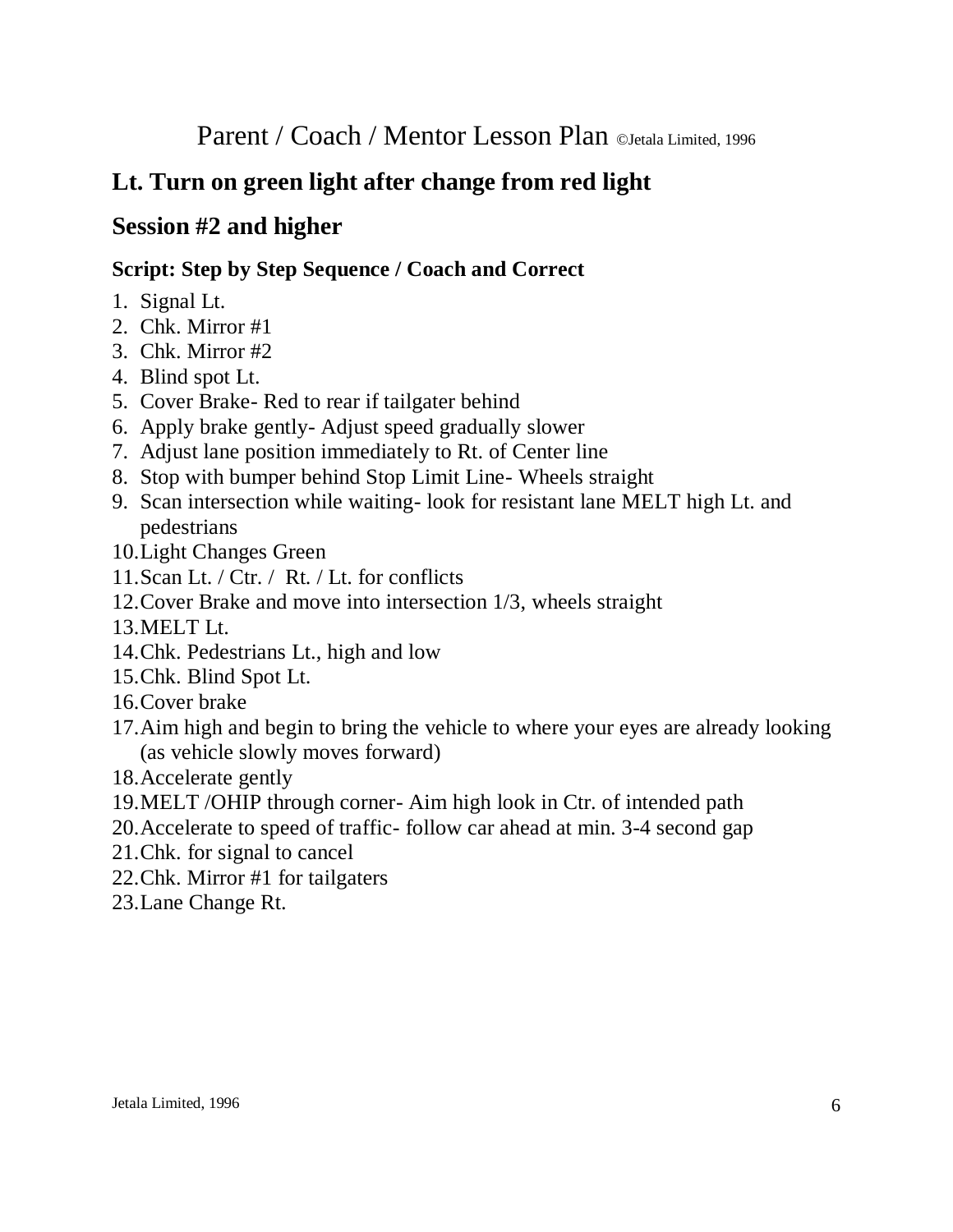# Parent / Coach / Mentor Lesson Plan ©Jetala Limited, 1996

## Lt. Turn on green light after change from red light

## Session #2 and higher

### Script: Step by Step Sequence / Coach and Correct

1. Signal Lt.
2. Chk. Mirror #1
3. Chk. Mirror #2
4. Blind spot Lt.
5. Cover Brake- Red to rear if tailgater behind
6. Apply brake gently- Adjust speed gradually slower
7. Adjust lane position immediately to Rt. of Center line
8. Stop with bumper behind Stop Limit Line- Wheels straight
9. Scan intersection while waiting- look for resistant lane MELT high Lt. and pedestrians
10. Light Changes Green
11. Scan Lt. / Ctr. / Rt. / Lt. for conflicts
12. Cover Brake and move into intersection 1/3, wheels straight
13. MELT Lt.
14. Chk. Pedestrians Lt., high and low
15. Chk. Blind Spot Lt.
16. Cover brake
17. Aim high and begin to bring the vehicle to where your eyes are already looking (as vehicle slowly moves forward)
18. Accelerate gently
19. MELT /OHIP through corner- Aim high look in Ctr. of intended path
20. Accelerate to speed of traffic- follow car ahead at min. 3-4 second gap
21. Chk. for signal to cancel
22. Chk. Mirror #1 for tailgaters
23. Lane Change Rt.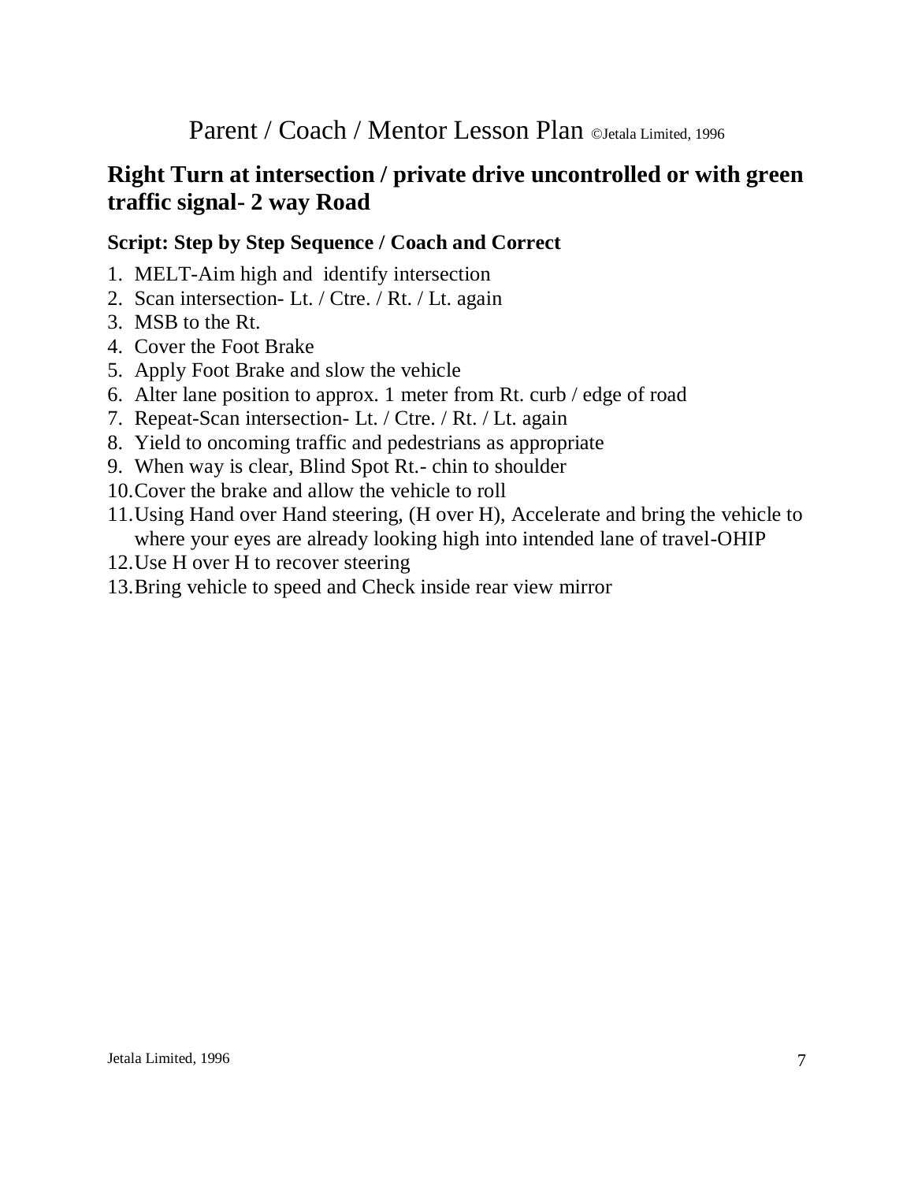# Parent / Coach / Mentor Lesson Plan ©Jetala Limited, 1996

## Right Turn at intersection / private drive uncontrolled or with green traffic signal- 2 way Road

### Script: Step by Step Sequence / Coach and Correct

1. MELT-Aim high and identify intersection
2. Scan intersection- Lt. / Ctre. / Rt. / Lt. again
3. MSB to the Rt.
4. Cover the Foot Brake
5. Apply Foot Brake and slow the vehicle
6. Alter lane position to approx. 1 meter from Rt. curb / edge of road
7. Repeat-Scan intersection- Lt. / Ctre. / Rt. / Lt. again
8. Yield to oncoming traffic and pedestrians as appropriate
9. When way is clear, Blind Spot Rt.- chin to shoulder
10. Cover the brake and allow the vehicle to roll
11. Using Hand over Hand steering, (H over H), Accelerate and bring the vehicle to where your eyes are already looking high into intended lane of travel-OHIP
12. Use H over H to recover steering
13. Bring vehicle to speed and Check inside rear view mirror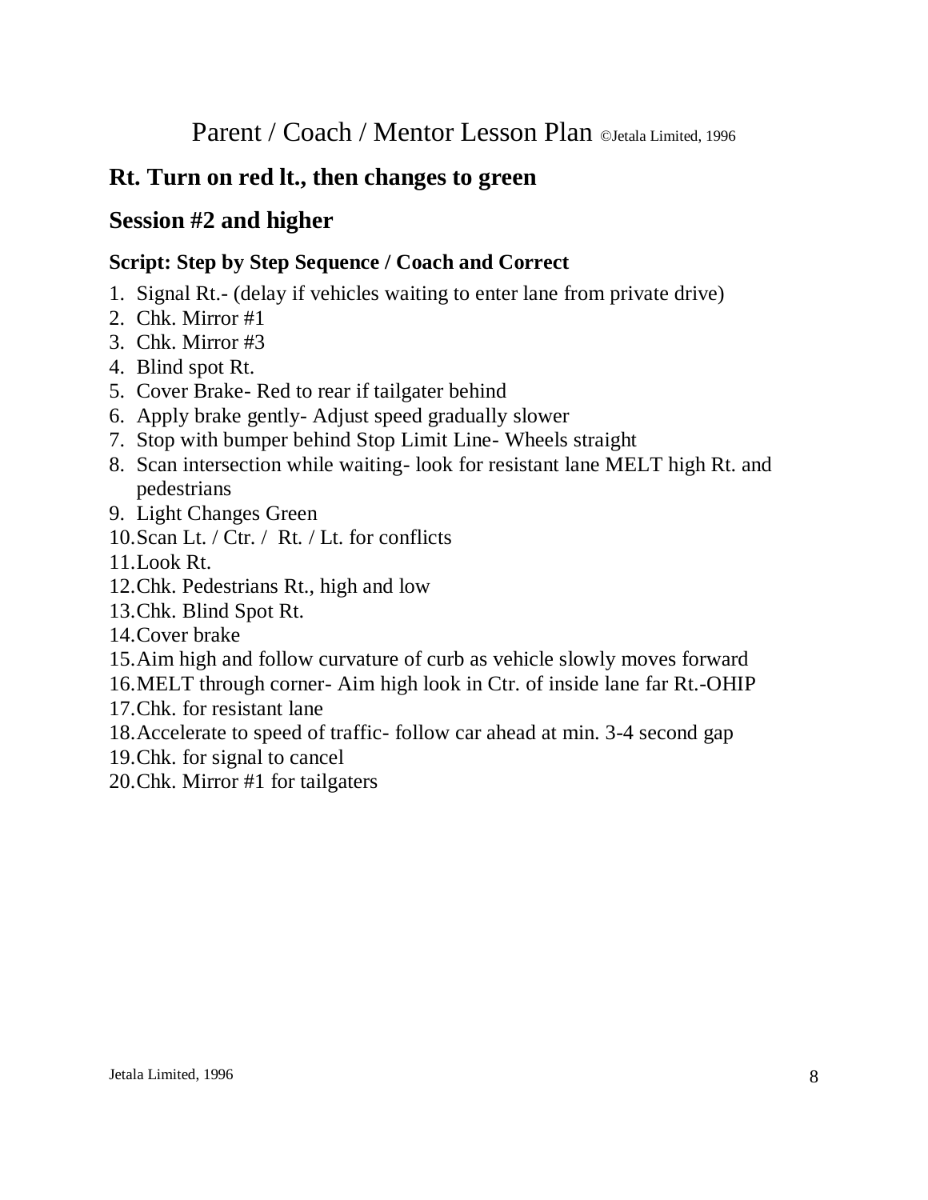# Parent / Coach / Mentor Lesson Plan ©Jetala Limited, 1996

## Rt. Turn on red lt., then changes to green

## Session #2 and higher

### Script: Step by Step Sequence / Coach and Correct

1. Signal Rt.- (delay if vehicles waiting to enter lane from private drive)
2. Chk. Mirror #1
3. Chk. Mirror #3
4. Blind spot Rt.
5. Cover Brake- Red to rear if tailgater behind
6. Apply brake gently- Adjust speed gradually slower
7. Stop with bumper behind Stop Limit Line- Wheels straight
8. Scan intersection while waiting- look for resistant lane MELT high Rt. and pedestrians
9. Light Changes Green
10. Scan Lt. / Ctr. / Rt. / Lt. for conflicts
11. Look Rt.
12. Chk. Pedestrians Rt., high and low
13. Chk. Blind Spot Rt.
14. Cover brake
15. Aim high and follow curvature of curb as vehicle slowly moves forward
16. MELT through corner- Aim high look in Ctr. of inside lane far Rt.-OHIP
17. Chk. for resistant lane
18. Accelerate to speed of traffic- follow car ahead at min. 3-4 second gap
19. Chk. for signal to cancel
20. Chk. Mirror #1 for tailgaters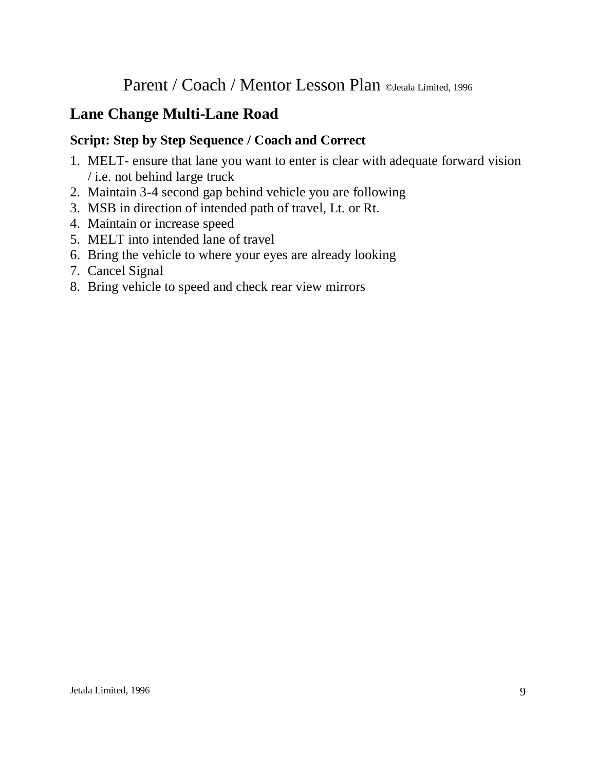Parent / Coach / Mentor Lesson Plan ©Jetala Limited, 1996

## Lane Change Multi-Lane Road

### Script: Step by Step Sequence / Coach and Correct

1. MELT- ensure that lane you want to enter is clear with adequate forward vision / i.e. not behind large truck
2. Maintain 3-4 second gap behind vehicle you are following
3. MSB in direction of intended path of travel, Lt. or Rt.
4. Maintain or increase speed
5. MELT into intended lane of travel
6. Bring the vehicle to where your eyes are already looking
7. Cancel Signal
8. Bring vehicle to speed and check rear view mirrors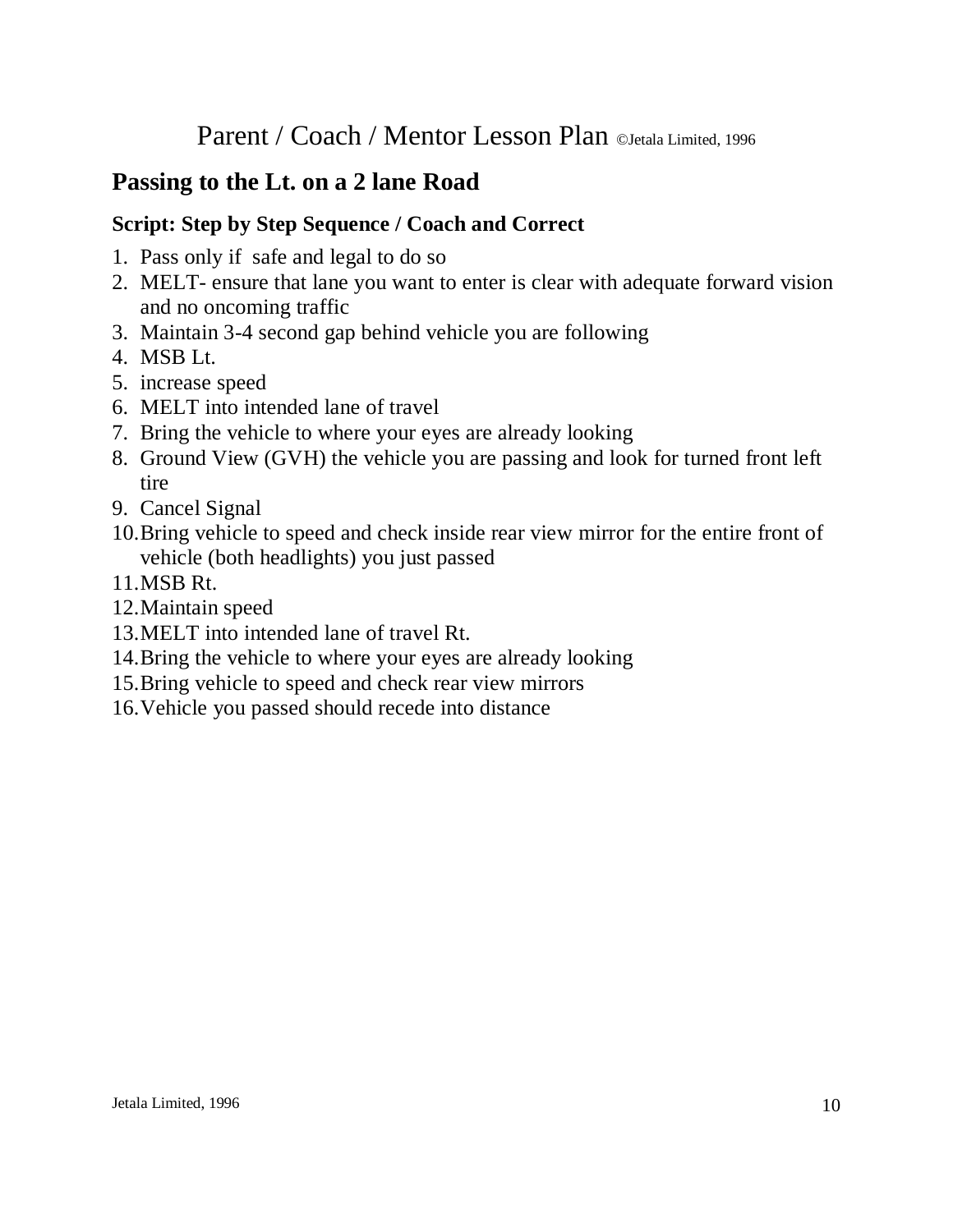# Parent / Coach / Mentor Lesson Plan ©Jetala Limited, 1996

## Passing to the Lt. on a 2 lane Road

### Script: Step by Step Sequence / Coach and Correct

1. Pass only if safe and legal to do so
2. MELT- ensure that lane you want to enter is clear with adequate forward vision and no oncoming traffic
3. Maintain 3-4 second gap behind vehicle you are following
4. MSB Lt.
5. increase speed
6. MELT into intended lane of travel
7. Bring the vehicle to where your eyes are already looking
8. Ground View (GVH) the vehicle you are passing and look for turned front left tire
9. Cancel Signal
10. Bring vehicle to speed and check inside rear view mirror for the entire front of vehicle (both headlights) you just passed
11. MSB Rt.
12. Maintain speed
13. MELT into intended lane of travel Rt.
14. Bring the vehicle to where your eyes are already looking
15. Bring vehicle to speed and check rear view mirrors
16. Vehicle you passed should recede into distance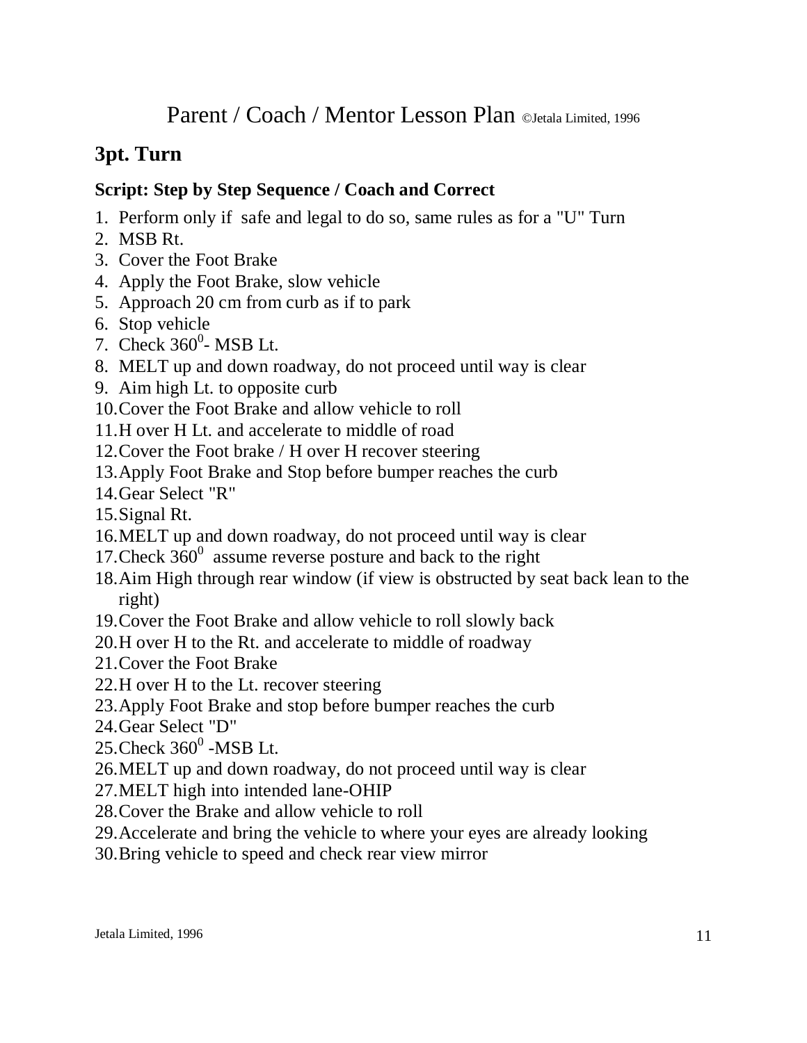# Parent / Coach / Mentor Lesson Plan ©Jetala Limited, 1996

## 3pt. Turn

### Script: Step by Step Sequence / Coach and Correct

1. Perform only if safe and legal to do so, same rules as for a "U" Turn
2. MSB Rt.
3. Cover the Foot Brake
4. Apply the Foot Brake, slow vehicle
5. Approach 20 cm from curb as if to park
6. Stop vehicle
7. Check $360^0$- MSB Lt.
8. MELT up and down roadway, do not proceed until way is clear
9. Aim high Lt. to opposite curb
10. Cover the Foot Brake and allow vehicle to roll
11. H over H Lt. and accelerate to middle of road
12. Cover the Foot brake / H over H recover steering
13. Apply Foot Brake and Stop before bumper reaches the curb
14. Gear Select "R"
15. Signal Rt.
16. MELT up and down roadway, do not proceed until way is clear
17. Check $360^0$ assume reverse posture and back to the right
18. Aim High through rear window (if view is obstructed by seat back lean to the right)
19. Cover the Foot Brake and allow vehicle to roll slowly back
20. H over H to the Rt. and accelerate to middle of roadway
21. Cover the Foot Brake
22. H over H to the Lt. recover steering
23. Apply Foot Brake and stop before bumper reaches the curb
24. Gear Select "D"
25. Check $360^0$ -MSB Lt.
26. MELT up and down roadway, do not proceed until way is clear
27. MELT high into intended lane-OHIP
28. Cover the Brake and allow vehicle to roll
29. Accelerate and bring the vehicle to where your eyes are already looking
30. Bring vehicle to speed and check rear view mirror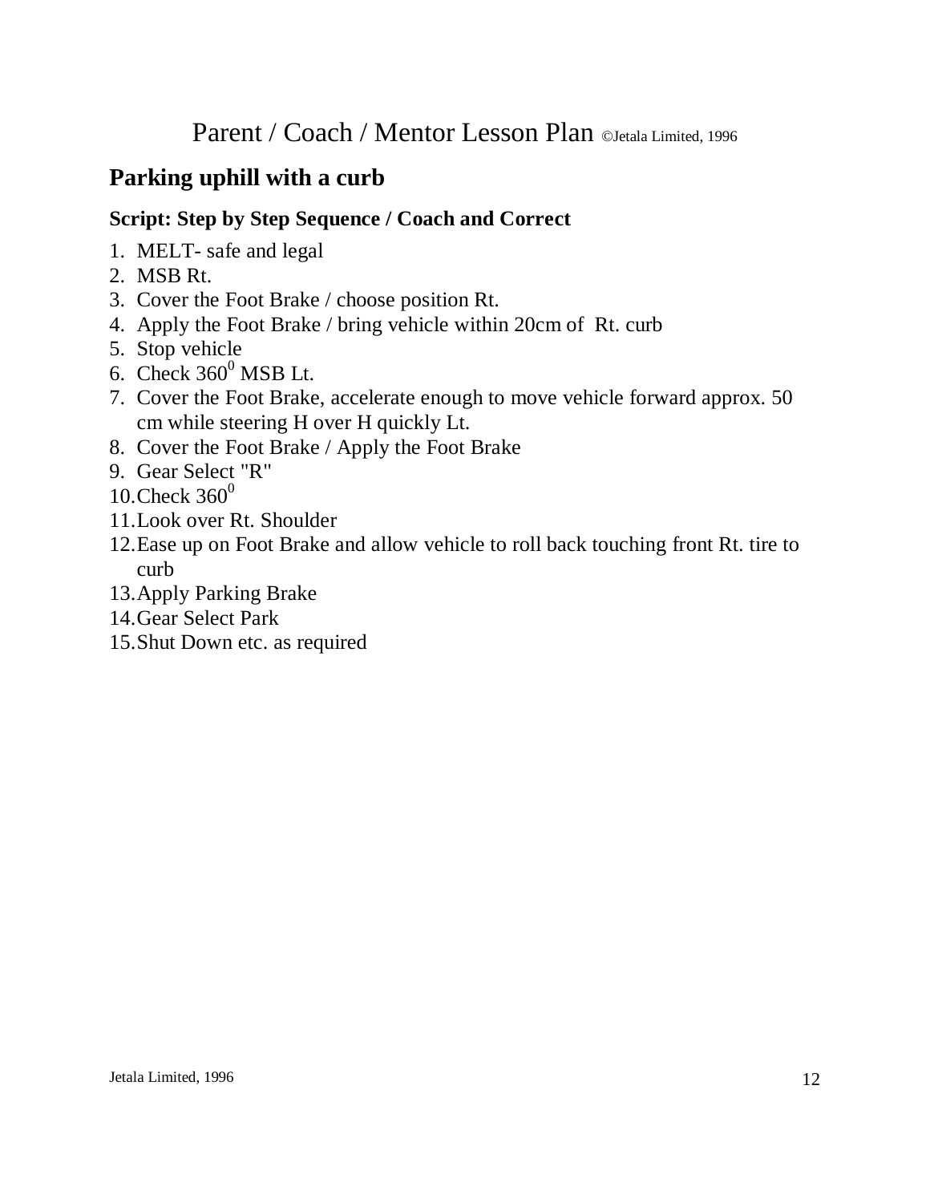# Parent / Coach / Mentor Lesson Plan ©Jetala Limited, 1996

## Parking uphill with a curb

### Script: Step by Step Sequence / Coach and Correct

1. MELT- safe and legal
2. MSB Rt.
3. Cover the Foot Brake / choose position Rt.
4. Apply the Foot Brake / bring vehicle within 20cm of Rt. curb
5. Stop vehicle
6. Check $360^0$ MSB Lt.
7. Cover the Foot Brake, accelerate enough to move vehicle forward approx. 50 cm while steering H over H quickly Lt.
8. Cover the Foot Brake / Apply the Foot Brake
9. Gear Select "R"
10. Check $360^0$
11. Look over Rt. Shoulder
12. Ease up on Foot Brake and allow vehicle to roll back touching front Rt. tire to curb
13. Apply Parking Brake
14. Gear Select Park
15. Shut Down etc. as required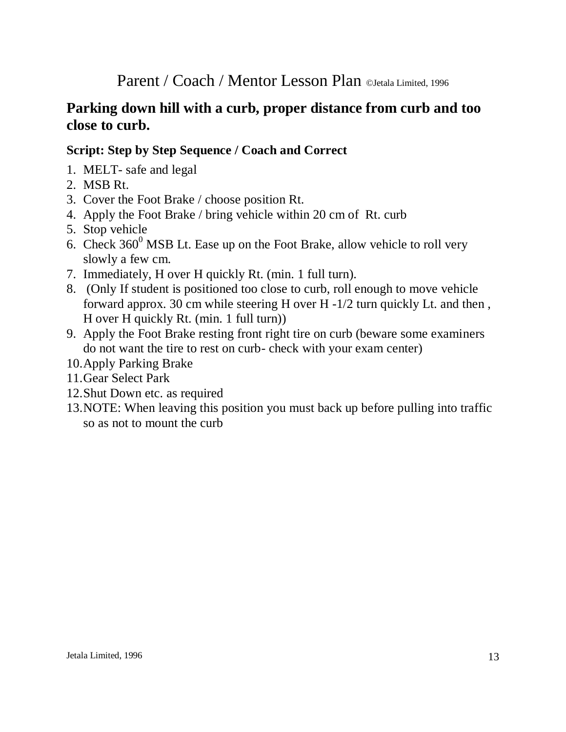Parent / Coach / Mentor Lesson Plan ©Jetala Limited, 1996

## Parking down hill with a curb, proper distance from curb and too close to curb.

### Script: Step by Step Sequence / Coach and Correct

1. MELT- safe and legal
2. MSB Rt.
3. Cover the Foot Brake / choose position Rt.
4. Apply the Foot Brake / bring vehicle within 20 cm of Rt. curb
5. Stop vehicle
6. Check $360^0$ MSB Lt. Ease up on the Foot Brake, allow vehicle to roll very slowly a few cm.
7. Immediately, H over H quickly Rt. (min. 1 full turn).
8. (Only If student is positioned too close to curb, roll enough to move vehicle forward approx. 30 cm while steering H over H -1/2 turn quickly Lt. and then , H over H quickly Rt. (min. 1 full turn))
9. Apply the Foot Brake resting front right tire on curb (beware some examiners do not want the tire to rest on curb- check with your exam center)
10. Apply Parking Brake
11. Gear Select Park
12. Shut Down etc. as required
13. NOTE: When leaving this position you must back up before pulling into traffic so as not to mount the curb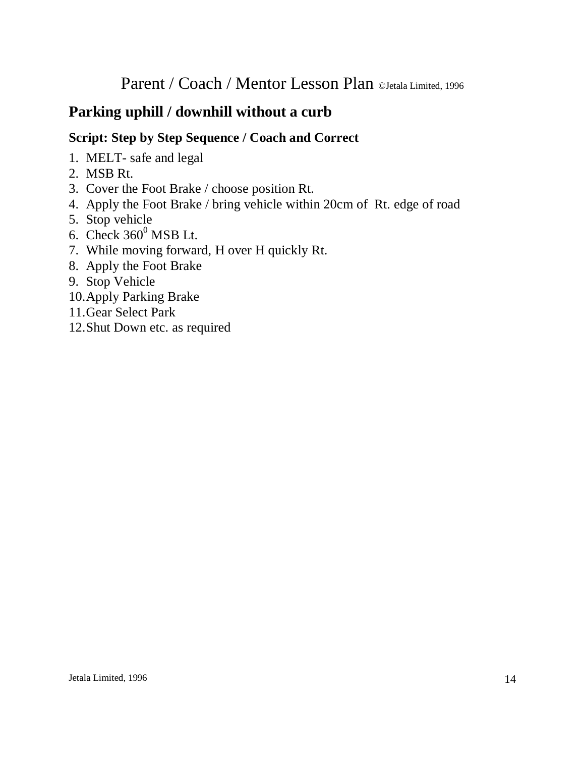# Parent / Coach / Mentor Lesson Plan ©Jetala Limited, 1996

## Parking uphill / downhill without a curb

### Script: Step by Step Sequence / Coach and Correct

1. MELT- safe and legal
2. MSB Rt.
3. Cover the Foot Brake / choose position Rt.
4. Apply the Foot Brake / bring vehicle within 20cm of Rt. edge of road
5. Stop vehicle
6. Check $360^0$ MSB Lt.
7. While moving forward, H over H quickly Rt.
8. Apply the Foot Brake
9. Stop Vehicle
10. Apply Parking Brake
11. Gear Select Park
12. Shut Down etc. as required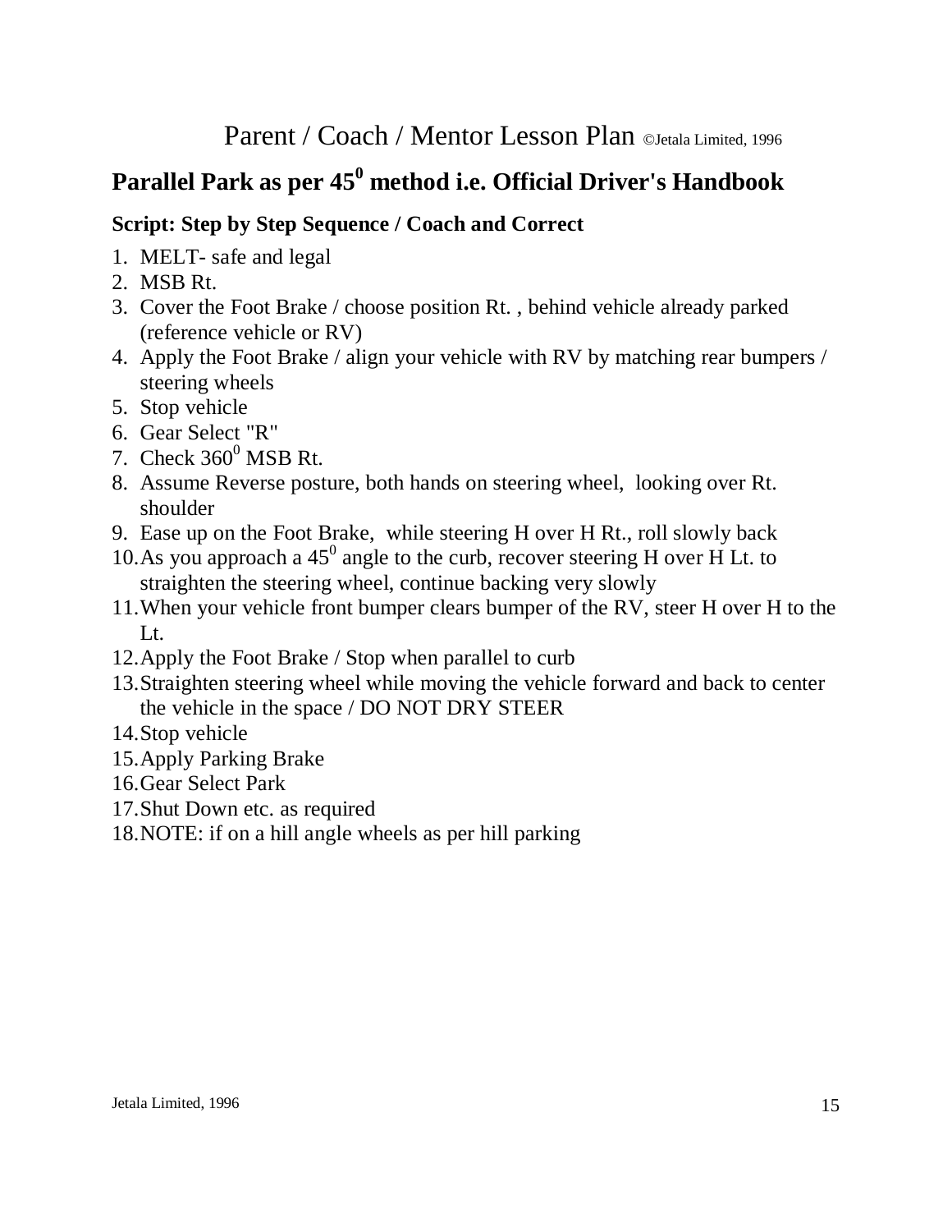# Parent / Coach / Mentor Lesson Plan ©Jetala Limited, 1996

## Parallel Park as per $45^0$ method i.e. Official Driver's Handbook

### Script: Step by Step Sequence / Coach and Correct

1. MELT- safe and legal
2. MSB Rt.
3. Cover the Foot Brake / choose position Rt. , behind vehicle already parked (reference vehicle or RV)
4. Apply the Foot Brake / align your vehicle with RV by matching rear bumpers / steering wheels
5. Stop vehicle
6. Gear Select "R"
7. Check $360^0$ MSB Rt.
8. Assume Reverse posture, both hands on steering wheel, looking over Rt. shoulder
9. Ease up on the Foot Brake, while steering H over H Rt., roll slowly back
10. As you approach a $45^0$ angle to the curb, recover steering H over H Lt. to straighten the steering wheel, continue backing very slowly
11. When your vehicle front bumper clears bumper of the RV, steer H over H to the Lt.
12. Apply the Foot Brake / Stop when parallel to curb
13. Straighten steering wheel while moving the vehicle forward and back to center the vehicle in the space / DO NOT DRY STEER
14. Stop vehicle
15. Apply Parking Brake
16. Gear Select Park
17. Shut Down etc. as required
18. NOTE: if on a hill angle wheels as per hill parking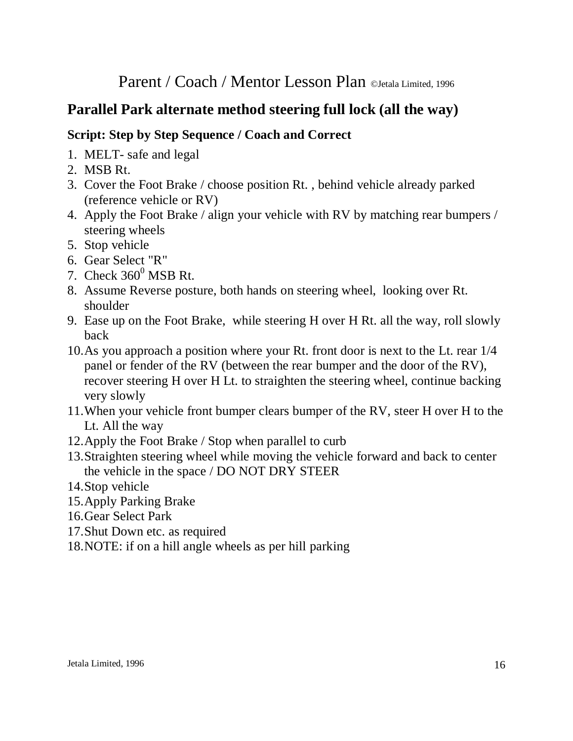# Parent / Coach / Mentor Lesson Plan ©Jetala Limited, 1996

## Parallel Park alternate method steering full lock (all the way)

### Script: Step by Step Sequence / Coach and Correct

1. MELT- safe and legal
2. MSB Rt.
3. Cover the Foot Brake / choose position Rt. , behind vehicle already parked (reference vehicle or RV)
4. Apply the Foot Brake / align your vehicle with RV by matching rear bumpers / steering wheels
5. Stop vehicle
6. Gear Select "R"
7. Check $360^0$ MSB Rt.
8. Assume Reverse posture, both hands on steering wheel, looking over Rt. shoulder
9. Ease up on the Foot Brake, while steering H over H Rt. all the way, roll slowly back
10. As you approach a position where your Rt. front door is next to the Lt. rear 1/4 panel or fender of the RV (between the rear bumper and the door of the RV), recover steering H over H Lt. to straighten the steering wheel, continue backing very slowly
11. When your vehicle front bumper clears bumper of the RV, steer H over H to the Lt. All the way
12. Apply the Foot Brake / Stop when parallel to curb
13. Straighten steering wheel while moving the vehicle forward and back to center the vehicle in the space / DO NOT DRY STEER
14. Stop vehicle
15. Apply Parking Brake
16. Gear Select Park
17. Shut Down etc. as required
18. NOTE: if on a hill angle wheels as per hill parking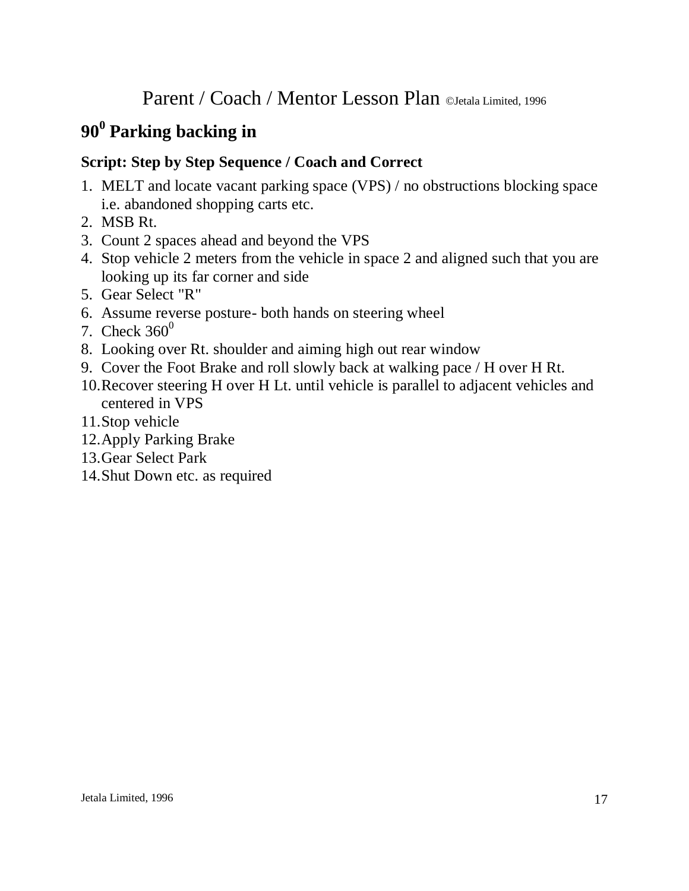Parent / Coach / Mentor Lesson Plan ©Jetala Limited, 1996

## $90^0$ Parking backing in

### Script: Step by Step Sequence / Coach and Correct

1. MELT and locate vacant parking space (VPS) / no obstructions blocking space i.e. abandoned shopping carts etc.
2. MSB Rt.
3. Count 2 spaces ahead and beyond the VPS
4. Stop vehicle 2 meters from the vehicle in space 2 and aligned such that you are looking up its far corner and side
5. Gear Select "R"
6. Assume reverse posture- both hands on steering wheel
7. Check $360^0$
8. Looking over Rt. shoulder and aiming high out rear window
9. Cover the Foot Brake and roll slowly back at walking pace / H over H Rt.
10. Recover steering H over H Lt. until vehicle is parallel to adjacent vehicles and centered in VPS
11. Stop vehicle
12. Apply Parking Brake
13. Gear Select Park
14. Shut Down etc. as required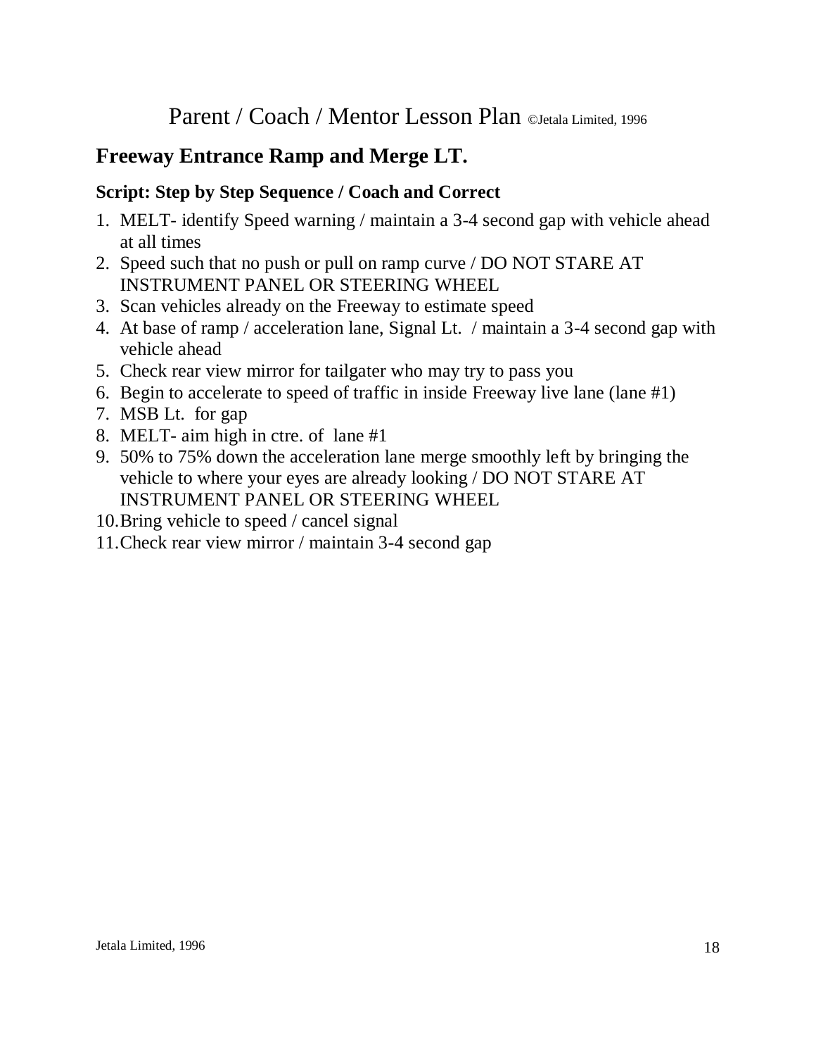# Parent / Coach / Mentor Lesson Plan ©Jetala Limited, 1996

## Freeway Entrance Ramp and Merge LT.

### Script: Step by Step Sequence / Coach and Correct

1. MELT- identify Speed warning / maintain a 3-4 second gap with vehicle ahead at all times
2. Speed such that no push or pull on ramp curve / DO NOT STARE AT INSTRUMENT PANEL OR STEERING WHEEL
3. Scan vehicles already on the Freeway to estimate speed
4. At base of ramp / acceleration lane, Signal Lt. / maintain a 3-4 second gap with vehicle ahead
5. Check rear view mirror for tailgater who may try to pass you
6. Begin to accelerate to speed of traffic in inside Freeway live lane (lane #1)
7. MSB Lt. for gap
8. MELT- aim high in ctre. of lane #1
9. 50% to 75% down the acceleration lane merge smoothly left by bringing the vehicle to where your eyes are already looking / DO NOT STARE AT INSTRUMENT PANEL OR STEERING WHEEL
10. Bring vehicle to speed / cancel signal
11. Check rear view mirror / maintain 3-4 second gap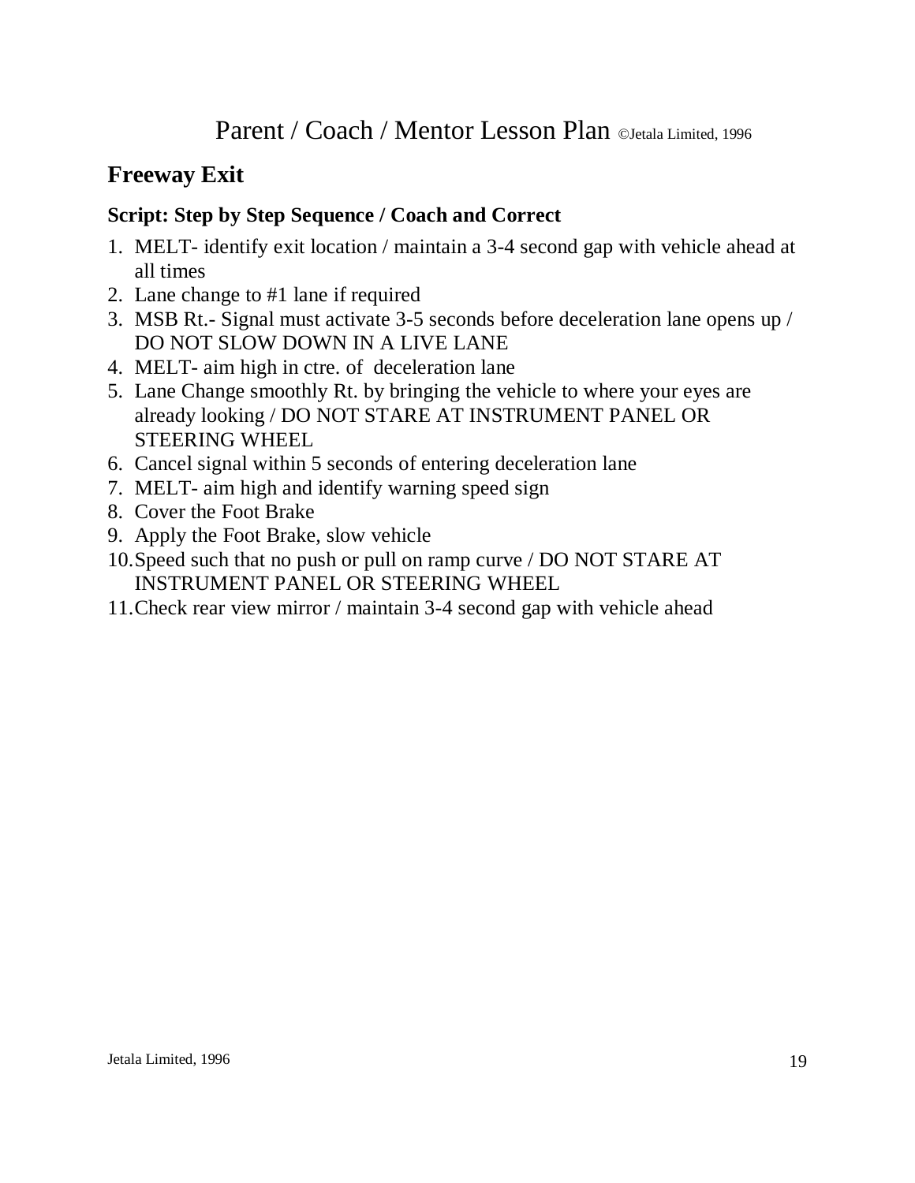# Parent / Coach / Mentor Lesson Plan ©Jetala Limited, 1996

## Freeway Exit

### Script: Step by Step Sequence / Coach and Correct

1. MELT- identify exit location / maintain a 3-4 second gap with vehicle ahead at all times
2. Lane change to #1 lane if required
3. MSB Rt.- Signal must activate 3-5 seconds before deceleration lane opens up / DO NOT SLOW DOWN IN A LIVE LANE
4. MELT- aim high in ctre. of deceleration lane
5. Lane Change smoothly Rt. by bringing the vehicle to where your eyes are already looking / DO NOT STARE AT INSTRUMENT PANEL OR STEERING WHEEL
6. Cancel signal within 5 seconds of entering deceleration lane
7. MELT- aim high and identify warning speed sign
8. Cover the Foot Brake
9. Apply the Foot Brake, slow vehicle
10. Speed such that no push or pull on ramp curve / DO NOT STARE AT INSTRUMENT PANEL OR STEERING WHEEL
11. Check rear view mirror / maintain 3-4 second gap with vehicle ahead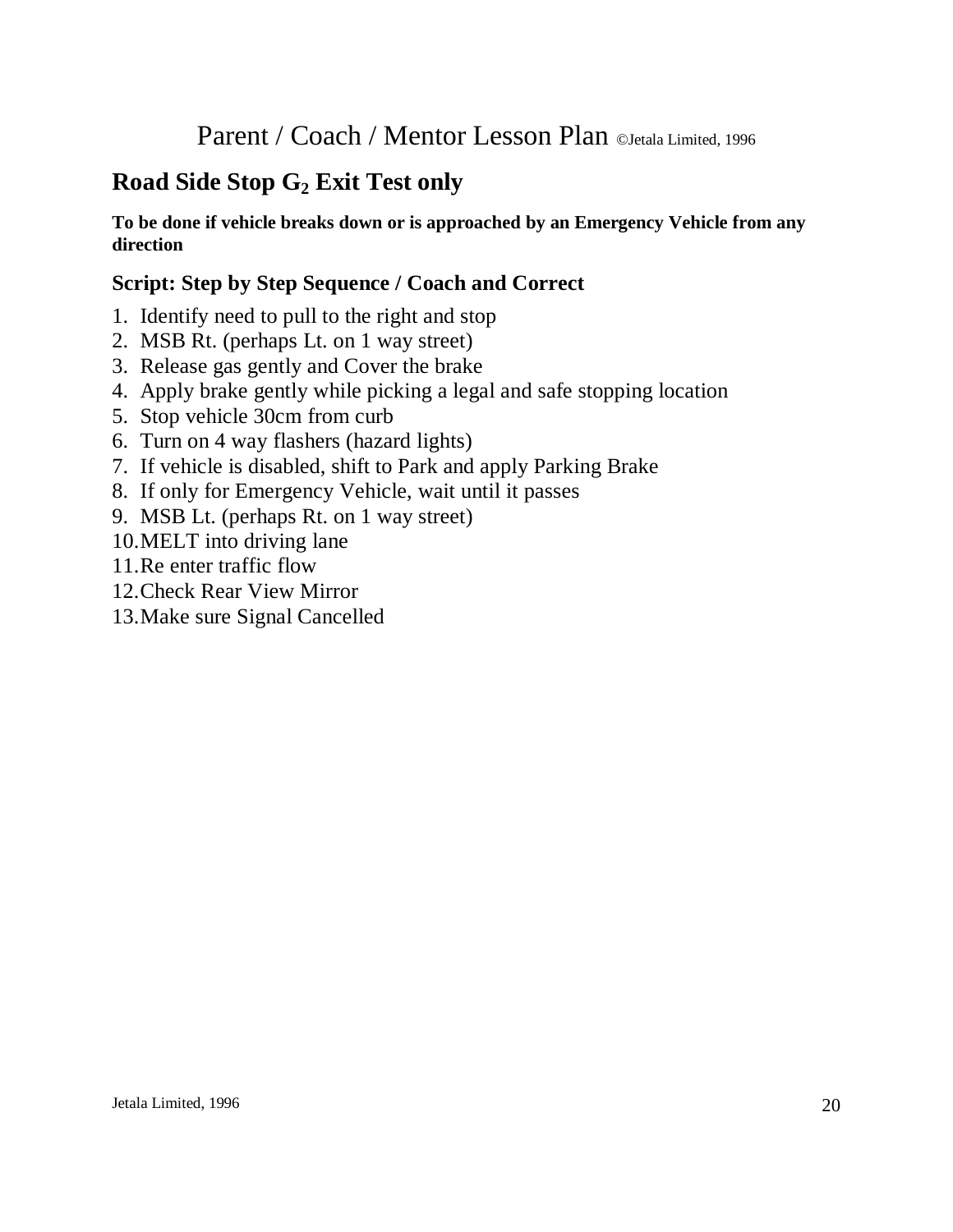# Parent / Coach / Mentor Lesson Plan ©Jetala Limited, 1996

## Road Side Stop $G_2$ Exit Test only

**To be done if vehicle breaks down or is approached by an Emergency Vehicle from any direction**

### Script: Step by Step Sequence / Coach and Correct

1. Identify need to pull to the right and stop
2. MSB Rt. (perhaps Lt. on 1 way street)
3. Release gas gently and Cover the brake
4. Apply brake gently while picking a legal and safe stopping location
5. Stop vehicle 30cm from curb
6. Turn on 4 way flashers (hazard lights)
7. If vehicle is disabled, shift to Park and apply Parking Brake
8. If only for Emergency Vehicle, wait until it passes
9. MSB Lt. (perhaps Rt. on 1 way street)
10. MELT into driving lane
11. Re enter traffic flow
12. Check Rear View Mirror
13. Make sure Signal Cancelled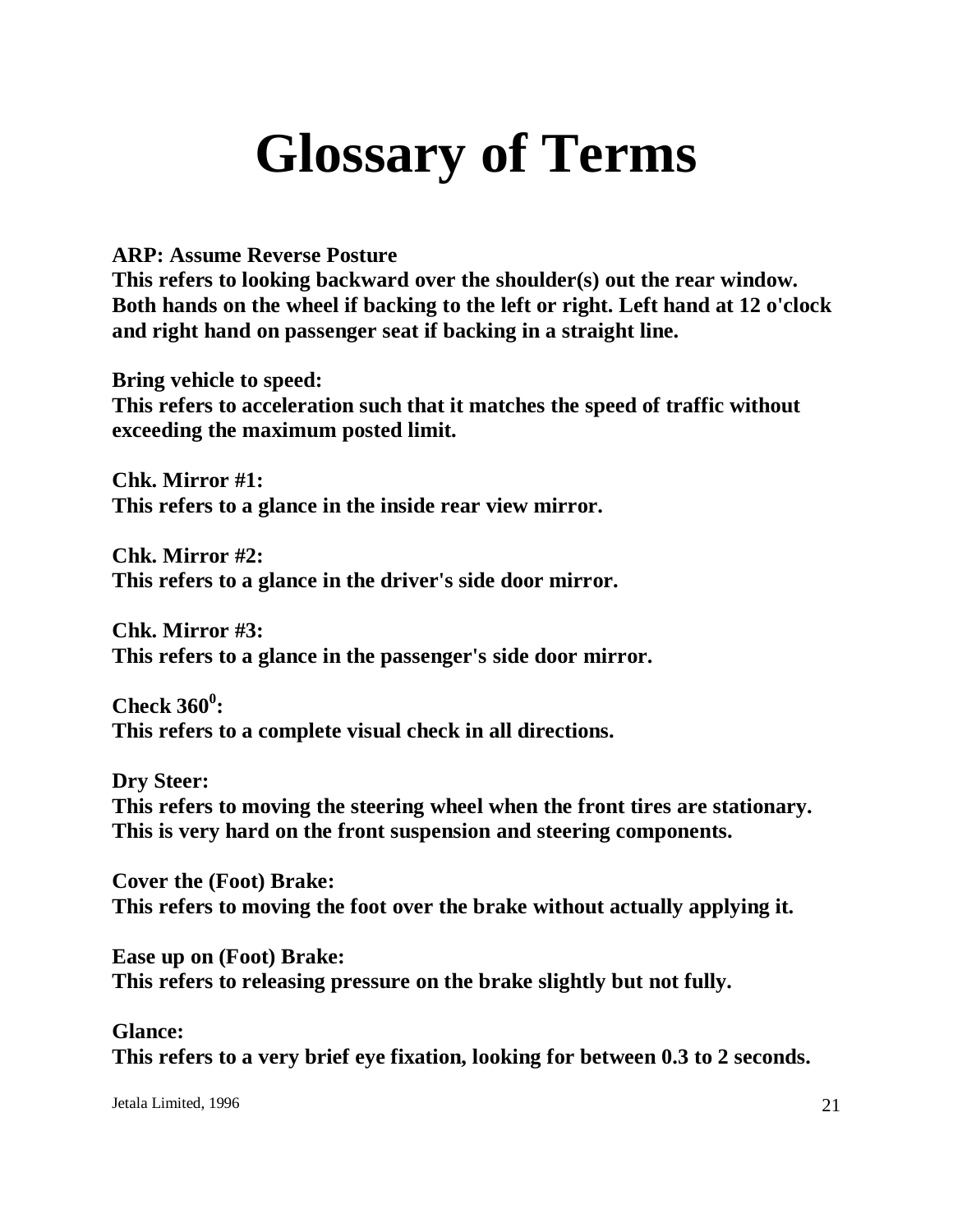# Glossary of Terms

**ARP: Assume Reverse Posture**
**This refers to looking backward over the shoulder(s) out the rear window. Both hands on the wheel if backing to the left or right. Left hand at 12 o'clock and right hand on passenger seat if backing in a straight line.**

**Bring vehicle to speed:**
**This refers to acceleration such that it matches the speed of traffic without exceeding the maximum posted limit.**

**Chk. Mirror #1:**
**This refers to a glance in the inside rear view mirror.**

**Chk. Mirror #2:**
**This refers to a glance in the driver's side door mirror.**

**Chk. Mirror #3:**
**This refers to a glance in the passenger's side door mirror.**

**Check $360^0$:**
**This refers to a complete visual check in all directions.**

**Dry Steer:**
**This refers to moving the steering wheel when the front tires are stationary. This is very hard on the front suspension and steering components.**

**Cover the (Foot) Brake:**
**This refers to moving the foot over the brake without actually applying it.**

**Ease up on (Foot) Brake:**
**This refers to releasing pressure on the brake slightly but not fully.**

**Glance:**
**This refers to a very brief eye fixation, looking for between 0.3 to 2 seconds.**

Jetala Limited, 1996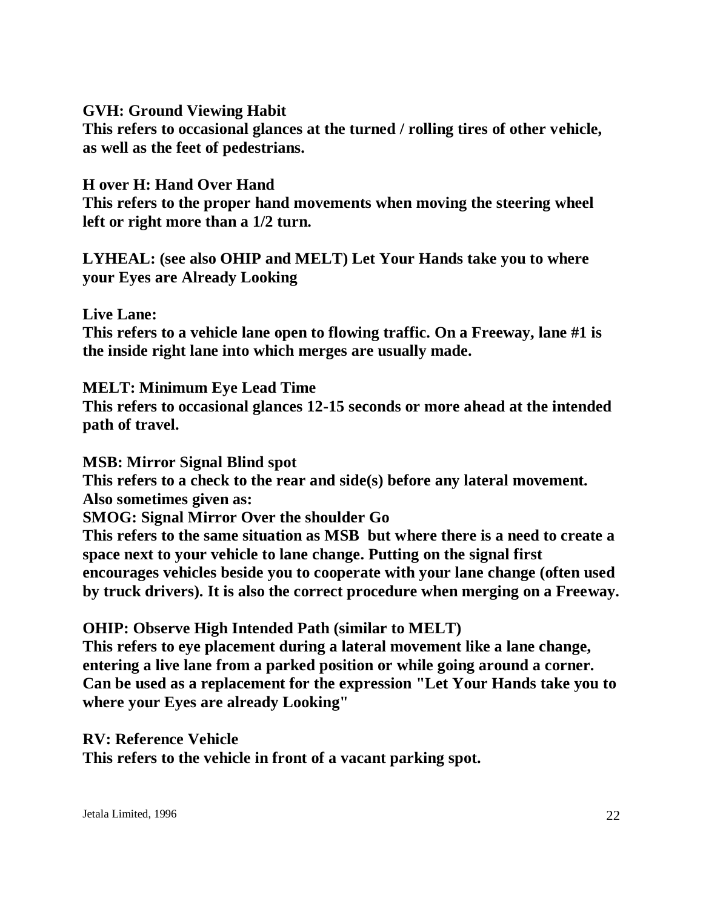**GVH: Ground Viewing Habit**
**This refers to occasional glances at the turned / rolling tires of other vehicle, as well as the feet of pedestrians.**

**H over H: Hand Over Hand**
**This refers to the proper hand movements when moving the steering wheel left or right more than a 1/2 turn.**

**LYHEAL: (see also OHIP and MELT) Let Your Hands take you to where your Eyes are Already Looking**

**Live Lane:**
**This refers to a vehicle lane open to flowing traffic. On a Freeway, lane #1 is the inside right lane into which merges are usually made.**

**MELT: Minimum Eye Lead Time**
**This refers to occasional glances 12-15 seconds or more ahead at the intended path of travel.**

**MSB: Mirror Signal Blind spot**
**This refers to a check to the rear and side(s) before any lateral movement. Also sometimes given as:**
**SMOG: Signal Mirror Over the shoulder Go**
**This refers to the same situation as MSB but where there is a need to create a space next to your vehicle to lane change. Putting on the signal first encourages vehicles beside you to cooperate with your lane change (often used by truck drivers). It is also the correct procedure when merging on a Freeway.**

**OHIP: Observe High Intended Path (similar to MELT)**
**This refers to eye placement during a lateral movement like a lane change, entering a live lane from a parked position or while going around a corner. Can be used as a replacement for the expression "Let Your Hands take you to where your Eyes are already Looking"**

**RV: Reference Vehicle**
**This refers to the vehicle in front of a vacant parking spot.**

Jetala Limited, 1996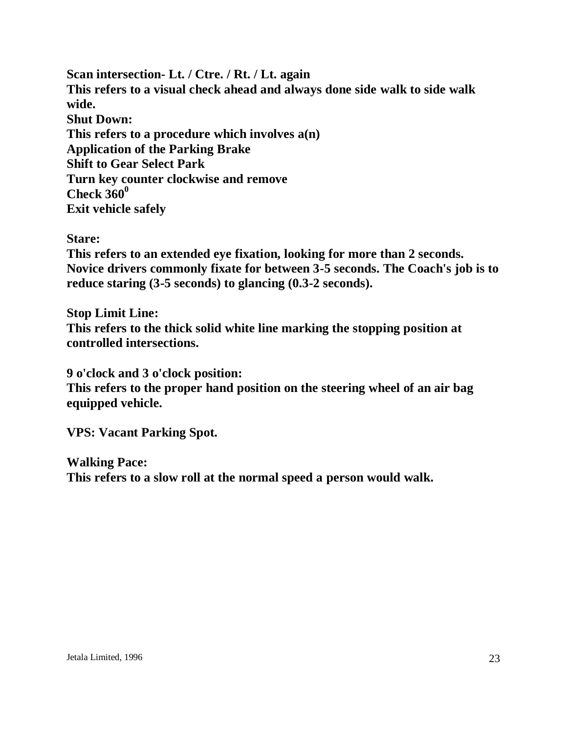**Scan intersection- Lt. / Ctre. / Rt. / Lt. again**
**This refers to a visual check ahead and always done side walk to side walk wide.**
**Shut Down:**
**This refers to a procedure which involves a(n)**
**Application of the Parking Brake**
**Shift to Gear Select Park**
**Turn key counter clockwise and remove**
**Check 360$^0$**
**Exit vehicle safely**

**Stare:**
**This refers to an extended eye fixation, looking for more than 2 seconds. Novice drivers commonly fixate for between 3-5 seconds. The Coach's job is to reduce staring (3-5 seconds) to glancing (0.3-2 seconds).**

**Stop Limit Line:**
**This refers to the thick solid white line marking the stopping position at controlled intersections.**

**9 o'clock and 3 o'clock position:**
**This refers to the proper hand position on the steering wheel of an air bag equipped vehicle.**

**VPS: Vacant Parking Spot.**

**Walking Pace:**
**This refers to a slow roll at the normal speed a person would walk.**

Jetala Limited, 1996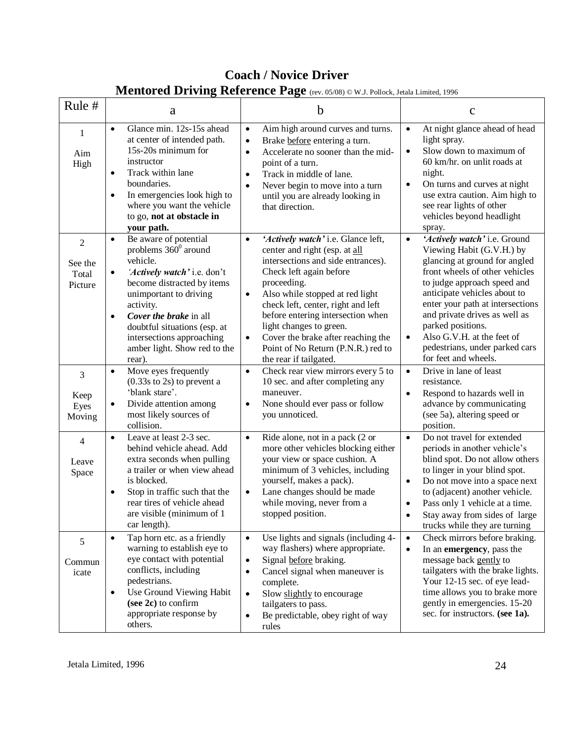# Coach / Novice Driver

## Mentored Driving Reference Page (rev. 05/08) © W.J. Pollock, Jetala Limited, 1996

| Rule # | a | b | c |
|---|---|---|---|
| 1<br><br>Aim High | • Glance min. 12s-15s ahead at center of intended path. 15s-20s minimum for instructor<br>• Track within lane boundaries.<br>• In emergencies look high to where you want the vehicle to go, **not at obstacle in your path.** | • Aim high around curves and turns.<br>• Brake before entering a turn.<br>• Accelerate no sooner than the mid-point of a turn.<br>• Track in middle of lane.<br>• Never begin to move into a turn until you are already looking in that direction. | • At night glance ahead of head light spray.<br>• Slow down to maximum of 60 km/hr. on unlit roads at night.<br>• On turns and curves at night use extra caution. Aim high to see rear lights of other vehicles beyond headlight spray. |
| 2<br><br>See the Total Picture | • Be aware of potential problems 360° around vehicle.<br>• *'Actively watch'* i.e. don't become distracted by items unimportant to driving activity.<br>• ***Cover the brake*** in all doubtful situations (esp. at intersections approaching amber light. Show red to the rear). | • ***'Actively watch'*** i.e. Glance left, center and right (esp. at all intersections and side entrances). Check left again before proceeding.<br>• Also while stopped at red light check left, center, right and left before entering intersection when light changes to green.<br>• Cover the brake after reaching the Point of No Return (P.N.R.) red to the rear if tailgated. | • ***'Actively watch'*** i.e. Ground Viewing Habit (G.V.H.) by glancing at ground for angled front wheels of other vehicles to judge approach speed and anticipate vehicles about to enter your path at intersections and private drives as well as parked positions.<br>• Also G.V.H. at the feet of pedestrians, under parked cars for feet and wheels. |
| 3<br><br>Keep Eyes Moving | • Move eyes frequently (0.33s to 2s) to prevent a 'blank stare'.<br>• Divide attention among most likely sources of collision. | • Check rear view mirrors every 5 to 10 sec. and after completing any maneuver.<br>• None should ever pass or follow you unnoticed. | • Drive in lane of least resistance.<br>• Respond to hazards well in advance by communicating (see 5a), altering speed or position. |
| 4<br><br>Leave Space | • Leave at least 2-3 sec. behind vehicle ahead. Add extra seconds when pulling a trailer or when view ahead is blocked.<br>• Stop in traffic such that the rear tires of vehicle ahead are visible (minimum of 1 car length). | • Ride alone, not in a pack (2 or more other vehicles blocking either your view or space cushion. A minimum of 3 vehicles, including yourself, makes a pack).<br>• Lane changes should be made while moving, never from a stopped position. | • Do not travel for extended periods in another vehicle's blind spot. Do not allow others to linger in your blind spot.<br>• Do not move into a space next to (adjacent) another vehicle.<br>• Pass only 1 vehicle at a time.<br>• Stay away from sides of large trucks while they are turning |
| 5<br><br>Communicate | • Tap horn etc. as a friendly warning to establish eye to eye contact with potential conflicts, including pedestrians.<br>• Use Ground Viewing Habit **(see 2c)** to confirm appropriate response by others. | • Use lights and signals (including 4-way flashers) where appropriate.<br>• Signal before braking.<br>• Cancel signal when maneuver is complete.<br>• Slow slightly to encourage tailgaters to pass.<br>• Be predictable, obey right of way rules | • Check mirrors before braking.<br>• In an **emergency**, pass the message back gently to tailgaters with the brake lights. Your 12-15 sec. of eye lead-time allows you to brake more gently in emergencies. 15-20 sec. for instructors. **(see 1a).** |

Jetala Limited, 1996